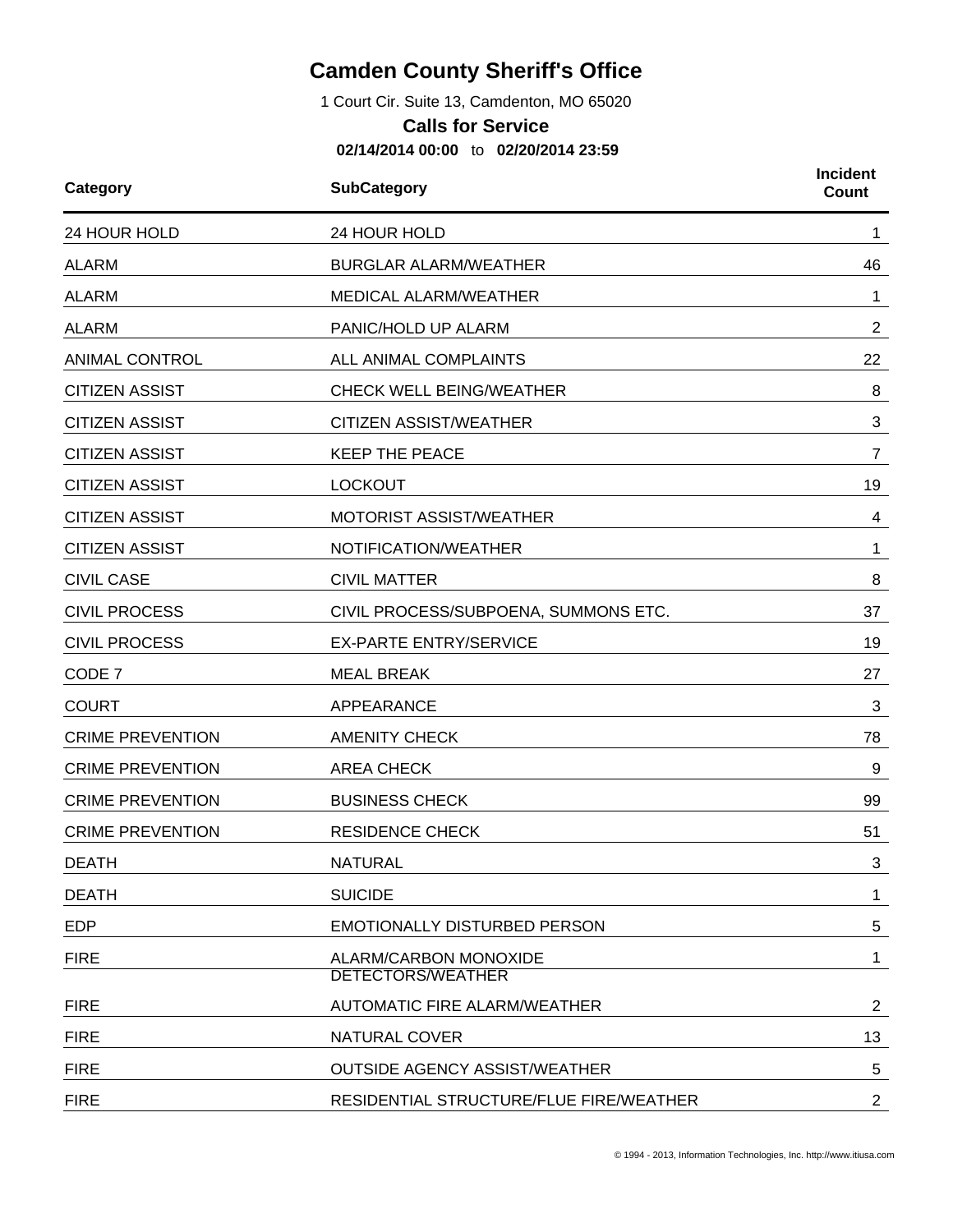# Camden County Sheriff's Office

1 Court Cir. Suite 13, Camdenton, MO 65020

## Calls for Service

**02/14/2014 00:00** to **02/20/2014 23:59**

| Category | SubCategory | Incident Count |
|---|---|---|
| 24 HOUR HOLD | 24 HOUR HOLD | 1 |
| ALARM | BURGLAR ALARM/WEATHER | 46 |
| ALARM | MEDICAL ALARM/WEATHER | 1 |
| ALARM | PANIC/HOLD UP ALARM | 2 |
| ANIMAL CONTROL | ALL ANIMAL COMPLAINTS | 22 |
| CITIZEN ASSIST | CHECK WELL BEING/WEATHER | 8 |
| CITIZEN ASSIST | CITIZEN ASSIST/WEATHER | 3 |
| CITIZEN ASSIST | KEEP THE PEACE | 7 |
| CITIZEN ASSIST | LOCKOUT | 19 |
| CITIZEN ASSIST | MOTORIST ASSIST/WEATHER | 4 |
| CITIZEN ASSIST | NOTIFICATION/WEATHER | 1 |
| CIVIL CASE | CIVIL MATTER | 8 |
| CIVIL PROCESS | CIVIL PROCESS/SUBPOENA, SUMMONS ETC. | 37 |
| CIVIL PROCESS | EX-PARTE ENTRY/SERVICE | 19 |
| CODE 7 | MEAL BREAK | 27 |
| COURT | APPEARANCE | 3 |
| CRIME PREVENTION | AMENITY CHECK | 78 |
| CRIME PREVENTION | AREA CHECK | 9 |
| CRIME PREVENTION | BUSINESS CHECK | 99 |
| CRIME PREVENTION | RESIDENCE CHECK | 51 |
| DEATH | NATURAL | 3 |
| DEATH | SUICIDE | 1 |
| EDP | EMOTIONALLY DISTURBED PERSON | 5 |
| FIRE | ALARM/CARBON MONOXIDE DETECTORS/WEATHER | 1 |
| FIRE | AUTOMATIC FIRE ALARM/WEATHER | 2 |
| FIRE | NATURAL COVER | 13 |
| FIRE | OUTSIDE AGENCY ASSIST/WEATHER | 5 |
| FIRE | RESIDENTIAL STRUCTURE/FLUE FIRE/WEATHER | 2 |

© 1994 - 2013, Information Technologies, Inc. http://www.itiusa.com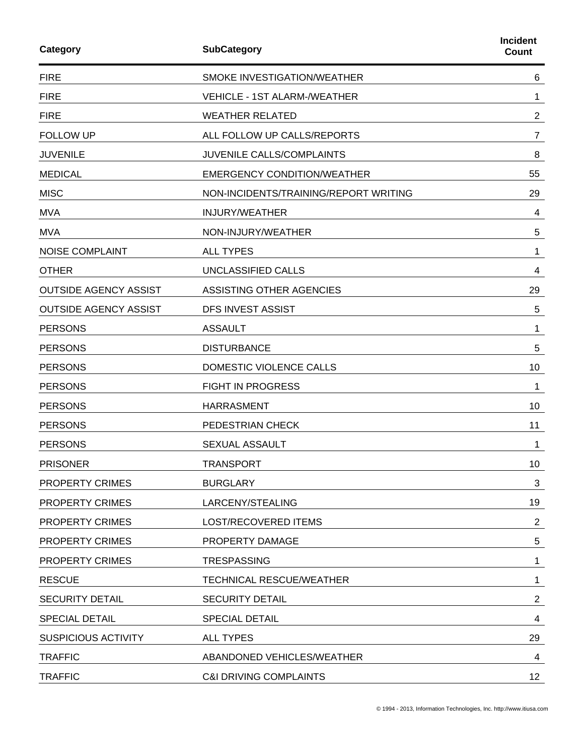| Category | SubCategory | Incident Count |
|---|---|---|
| FIRE | SMOKE INVESTIGATION/WEATHER | 6 |
| FIRE | VEHICLE - 1ST ALARM-/WEATHER | 1 |
| FIRE | WEATHER RELATED | 2 |
| FOLLOW UP | ALL FOLLOW UP CALLS/REPORTS | 7 |
| JUVENILE | JUVENILE CALLS/COMPLAINTS | 8 |
| MEDICAL | EMERGENCY CONDITION/WEATHER | 55 |
| MISC | NON-INCIDENTS/TRAINING/REPORT WRITING | 29 |
| MVA | INJURY/WEATHER | 4 |
| MVA | NON-INJURY/WEATHER | 5 |
| NOISE COMPLAINT | ALL TYPES | 1 |
| OTHER | UNCLASSIFIED CALLS | 4 |
| OUTSIDE AGENCY ASSIST | ASSISTING OTHER AGENCIES | 29 |
| OUTSIDE AGENCY ASSIST | DFS INVEST ASSIST | 5 |
| PERSONS | ASSAULT | 1 |
| PERSONS | DISTURBANCE | 5 |
| PERSONS | DOMESTIC VIOLENCE CALLS | 10 |
| PERSONS | FIGHT IN PROGRESS | 1 |
| PERSONS | HARRASMENT | 10 |
| PERSONS | PEDESTRIAN CHECK | 11 |
| PERSONS | SEXUAL ASSAULT | 1 |
| PRISONER | TRANSPORT | 10 |
| PROPERTY CRIMES | BURGLARY | 3 |
| PROPERTY CRIMES | LARCENY/STEALING | 19 |
| PROPERTY CRIMES | LOST/RECOVERED ITEMS | 2 |
| PROPERTY CRIMES | PROPERTY DAMAGE | 5 |
| PROPERTY CRIMES | TRESPASSING | 1 |
| RESCUE | TECHNICAL RESCUE/WEATHER | 1 |
| SECURITY DETAIL | SECURITY DETAIL | 2 |
| SPECIAL DETAIL | SPECIAL DETAIL | 4 |
| SUSPICIOUS ACTIVITY | ALL TYPES | 29 |
| TRAFFIC | ABANDONED VEHICLES/WEATHER | 4 |
| TRAFFIC | C&I DRIVING COMPLAINTS | 12 |

© 1994 - 2013, Information Technologies, Inc. http://www.itiusa.com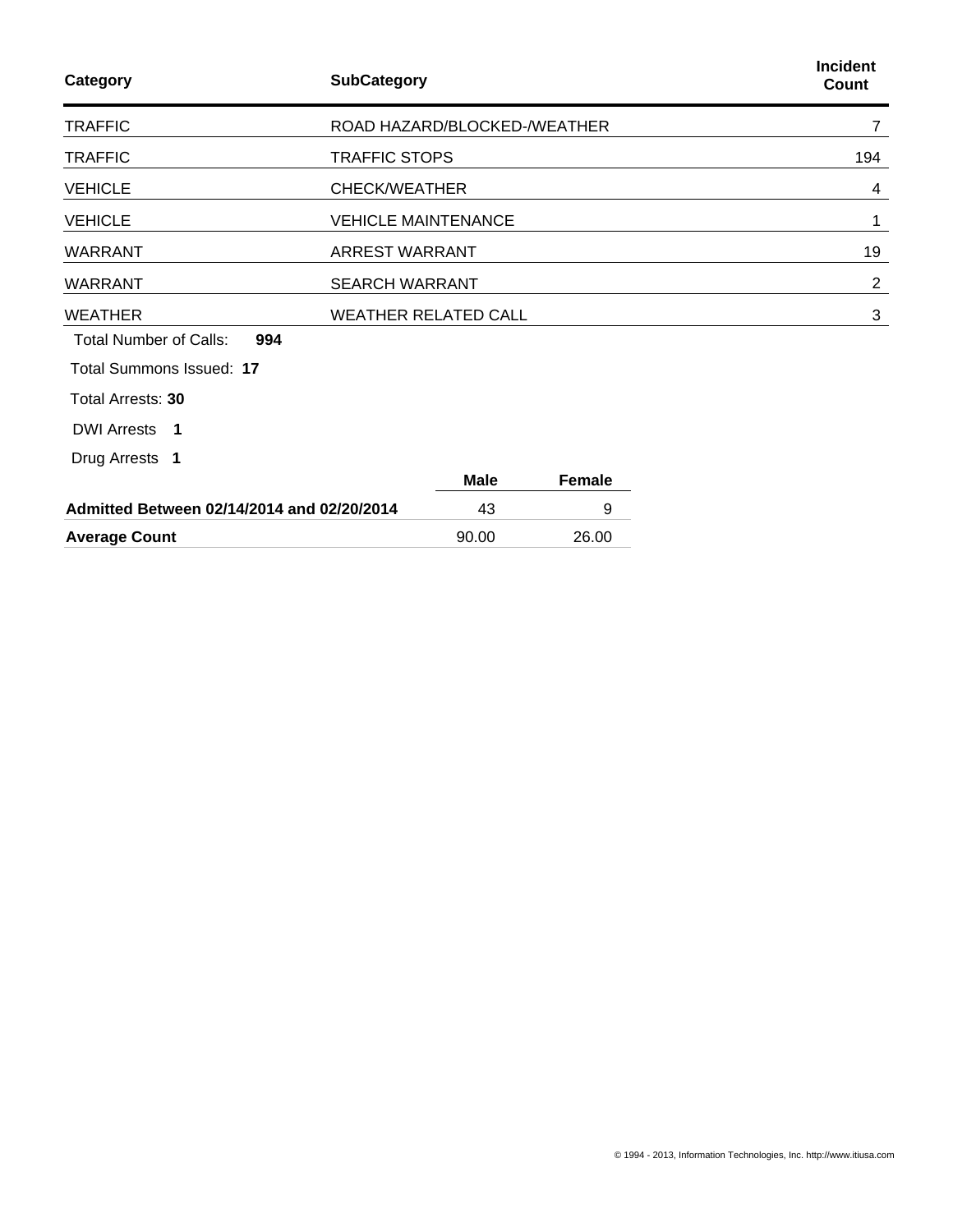| Category | SubCategory | Incident Count |
|---|---|---|
| TRAFFIC | ROAD HAZARD/BLOCKED-/WEATHER | 7 |
| TRAFFIC | TRAFFIC STOPS | 194 |
| VEHICLE | CHECK/WEATHER | 4 |
| VEHICLE | VEHICLE MAINTENANCE | 1 |
| WARRANT | ARREST WARRANT | 19 |
| WARRANT | SEARCH WARRANT | 2 |
| WEATHER | WEATHER RELATED CALL | 3 |

Total Number of Calls: **994**

Total Summons Issued: **17**

Total Arrests: **30**

DWI Arrests **1**

Drug Arrests **1**

| | Male | Female |
|---|---|---|
| **Admitted Between 02/14/2014 and 02/20/2014** | 43 | 9 |
| **Average Count** | 90.00 | 26.00 |

© 1994 - 2013, Information Technologies, Inc. http://www.itiusa.com